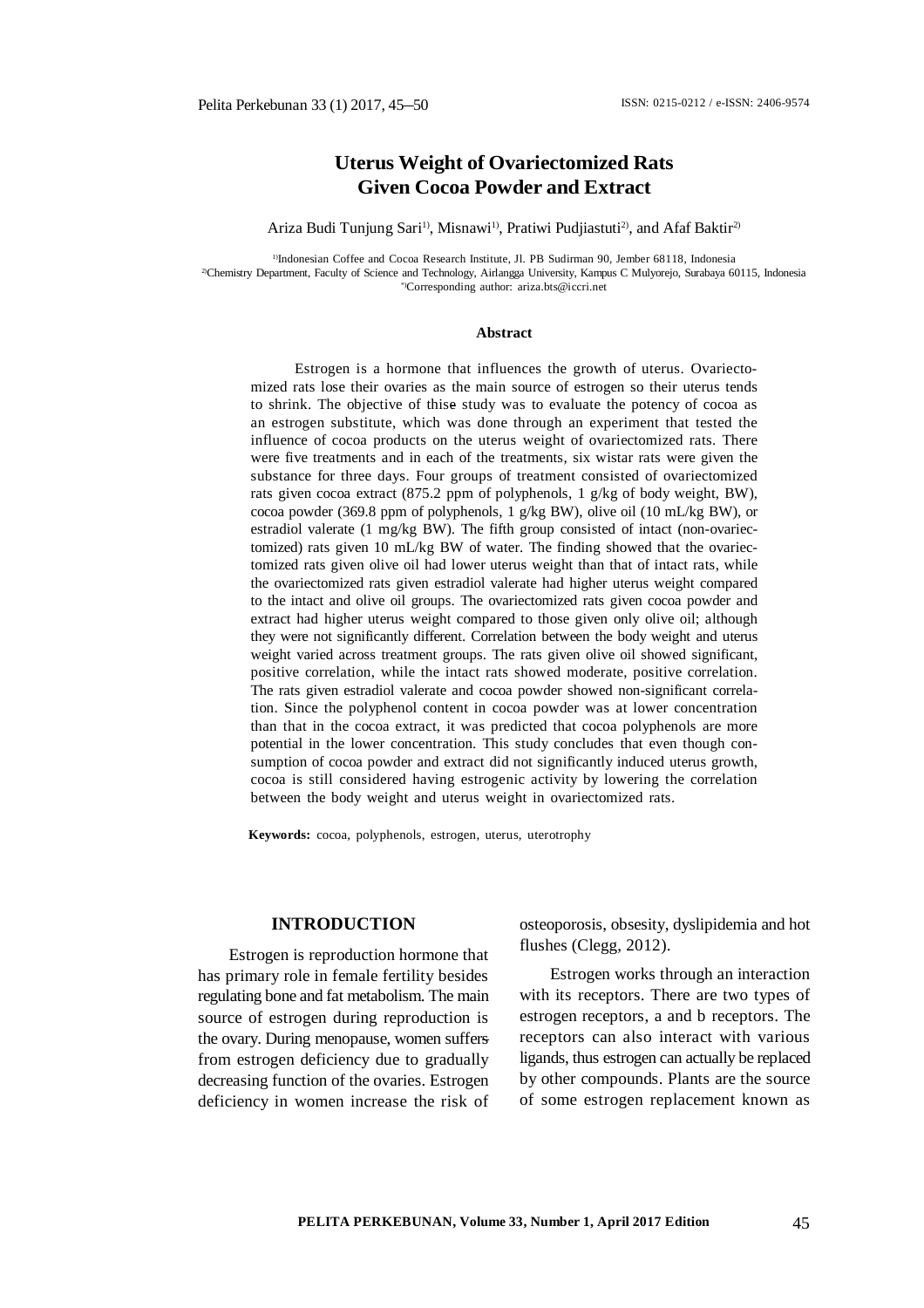# Uterus Weight of Ovariectomized Rats Given Cocoa Powder and Extract

Ariza Budi Tunjung Sari[1)], Misnawi[1)], Pratiwi Pudjiastuti[2)], and Afaf Baktir[2)]

[1)]Indonesian Coffee and Cocoa Research Institute, Jl. PB Sudirman 90, Jember 68118, Indonesia
[2)]Chemistry Department, Faculty of Science and Technology, Airlangga University, Kampus C Mulyorejo, Surabaya 60115, Indonesia
[*)]Corresponding author: ariza.bts@iccri.net

**Abstract**

Estrogen is a hormone that influences the growth of uterus. Ovariectomized rats lose their ovaries as the main source of estrogen so their uterus tends to shrink. The objective of thise study was to evaluate the potency of cocoa as an estrogen substitute, which was done through an experiment that tested the influence of cocoa products on the uterus weight of ovariectomized rats. There were five treatments and in each of the treatments, six wistar rats were given the substance for three days. Four groups of treatment consisted of ovariectomized rats given cocoa extract (875.2 ppm of polyphenols, 1 g/kg of body weight, BW), cocoa powder (369.8 ppm of polyphenols, 1 g/kg BW), olive oil (10 mL/kg BW), or estradiol valerate (1 mg/kg BW). The fifth group consisted of intact (non-ovariectomized) rats given 10 mL/kg BW of water. The finding showed that the ovariectomized rats given olive oil had lower uterus weight than that of intact rats, while the ovariectomized rats given estradiol valerate had higher uterus weight compared to the intact and olive oil groups. The ovariectomized rats given cocoa powder and extract had higher uterus weight compared to those given only olive oil; although they were not significantly different. Correlation between the body weight and uterus weight varied across treatment groups. The rats given olive oil showed significant, positive correlation, while the intact rats showed moderate, positive correlation. The rats given estradiol valerate and cocoa powder showed non-significant correlation. Since the polyphenol content in cocoa powder was at lower concentration than that in the cocoa extract, it was predicted that cocoa polyphenols are more potential in the lower concentration. This study concludes that even though consumption of cocoa powder and extract did not significantly induced uterus growth, cocoa is still considered having estrogenic activity by lowering the correlation between the body weight and uterus weight in ovariectomized rats.

**Keywords:** cocoa, polyphenols, estrogen, uterus, uterotrophy

## INTRODUCTION

Estrogen is reproduction hormone that has primary role in female fertility besides regulating bone and fat metabolism. The main source of estrogen during reproduction is the ovary. During menopause, women suffers from estrogen deficiency due to gradually decreasing function of the ovaries. Estrogen deficiency in women increase the risk of osteoporosis, obsesity, dyslipidemia and hot flushes (Clegg, 2012).

Estrogen works through an interaction with its receptors. There are two types of estrogen receptors, a and b receptors. The receptors can also interact with various ligands, thus estrogen can actually be replaced by other compounds. Plants are the source of some estrogen replacement known as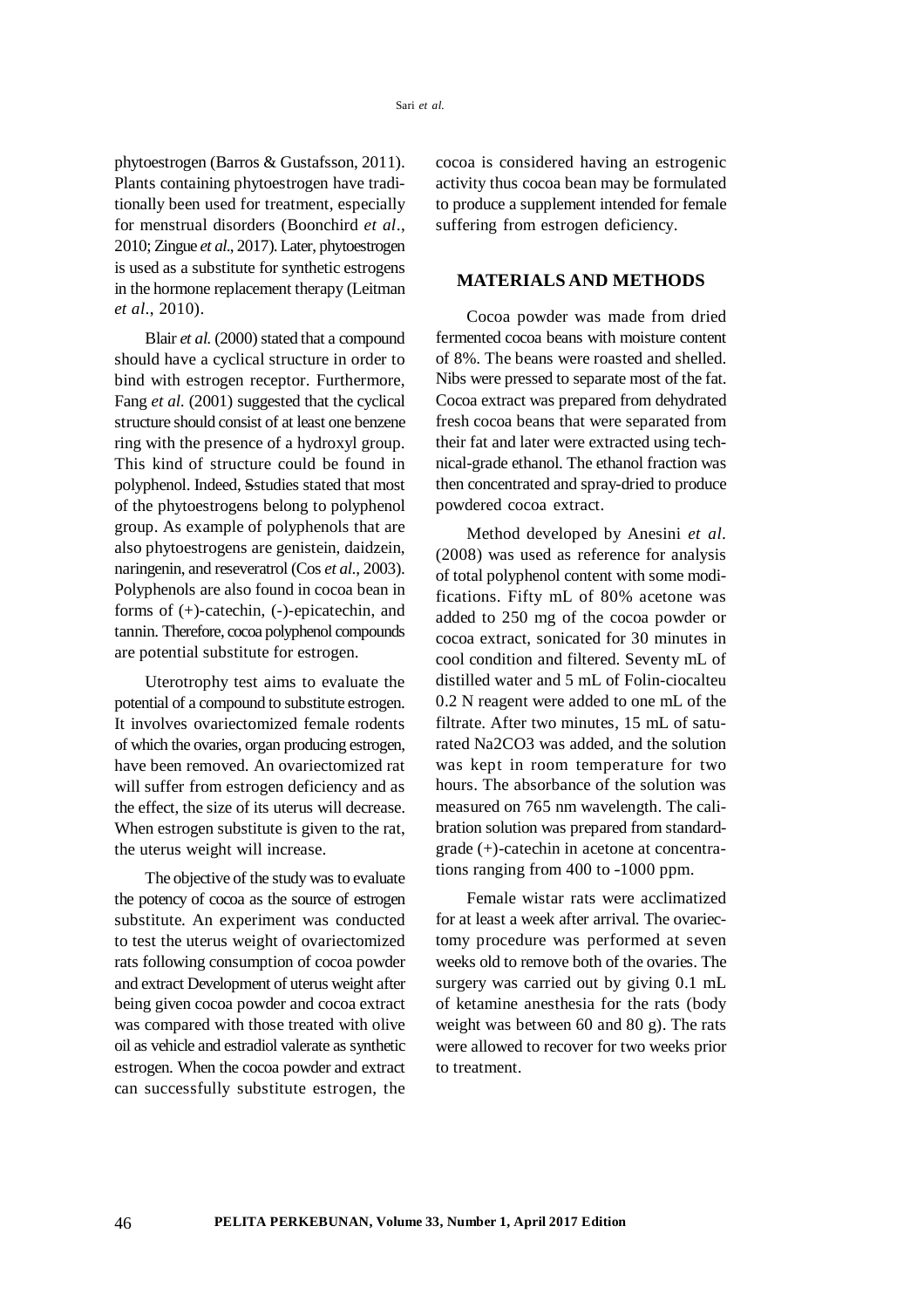phytoestrogen (Barros & Gustafsson, 2011). Plants containing phytoestrogen have traditionally been used for treatment, especially for menstrual disorders (Boonchird *et al*., 2010; Zingue *et al*., 2017). Later, phytoestrogen is used as a substitute for synthetic estrogens in the hormone replacement therapy (Leitman *et al*., 2010).

Blair *et al*. (2000) stated that a compound should have a cyclical structure in order to bind with estrogen receptor. Furthermore, Fang *et al*. (2001) suggested that the cyclical structure should consist of at least one benzene ring with the presence of a hydroxyl group. This kind of structure could be found in polyphenol. Indeed, Sstudies stated that most of the phytoestrogens belong to polyphenol group. As example of polyphenols that are also phytoestrogens are genistein, daidzein, naringenin, and reseveratrol (Cos *et al*., 2003). Polyphenols are also found in cocoa bean in forms of (+)-catechin, (-)-epicatechin, and tannin. Therefore, cocoa polyphenol compounds are potential substitute for estrogen.

Uterotrophy test aims to evaluate the potential of a compound to substitute estrogen. It involves ovariectomized female rodents of which the ovaries, organ producing estrogen, have been removed. An ovariectomized rat will suffer from estrogen deficiency and as the effect, the size of its uterus will decrease. When estrogen substitute is given to the rat, the uterus weight will increase.

The objective of the study was to evaluate the potency of cocoa as the source of estrogen substitute. An experiment was conducted to test the uterus weight of ovariectomized rats following consumption of cocoa powder and extract Development of uterus weight after being given cocoa powder and cocoa extract was compared with those treated with olive oil as vehicle and estradiol valerate as synthetic estrogen. When the cocoa powder and extract can successfully substitute estrogen, the cocoa is considered having an estrogenic activity thus cocoa bean may be formulated to produce a supplement intended for female suffering from estrogen deficiency.

## MATERIALS AND METHODS

Cocoa powder was made from dried fermented cocoa beans with moisture content of 8%. The beans were roasted and shelled. Nibs were pressed to separate most of the fat. Cocoa extract was prepared from dehydrated fresh cocoa beans that were separated from their fat and later were extracted using technical-grade ethanol. The ethanol fraction was then concentrated and spray-dried to produce powdered cocoa extract.

Method developed by Anesini *et al*. (2008) was used as reference for analysis of total polyphenol content with some modifications. Fifty mL of 80% acetone was added to 250 mg of the cocoa powder or cocoa extract, sonicated for 30 minutes in cool condition and filtered. Seventy mL of distilled water and 5 mL of Folin-ciocalteu 0.2 N reagent were added to one mL of the filtrate. After two minutes, 15 mL of saturated Na2CO3 was added, and the solution was kept in room temperature for two hours. The absorbance of the solution was measured on 765 nm wavelength. The calibration solution was prepared from standard-grade (+)-catechin in acetone at concentrations ranging from 400 to -1000 ppm.

Female wistar rats were acclimatized for at least a week after arrival. The ovariectomy procedure was performed at seven weeks old to remove both of the ovaries. The surgery was carried out by giving 0.1 mL of ketamine anesthesia for the rats (body weight was between 60 and 80 g). The rats were allowed to recover for two weeks prior to treatment.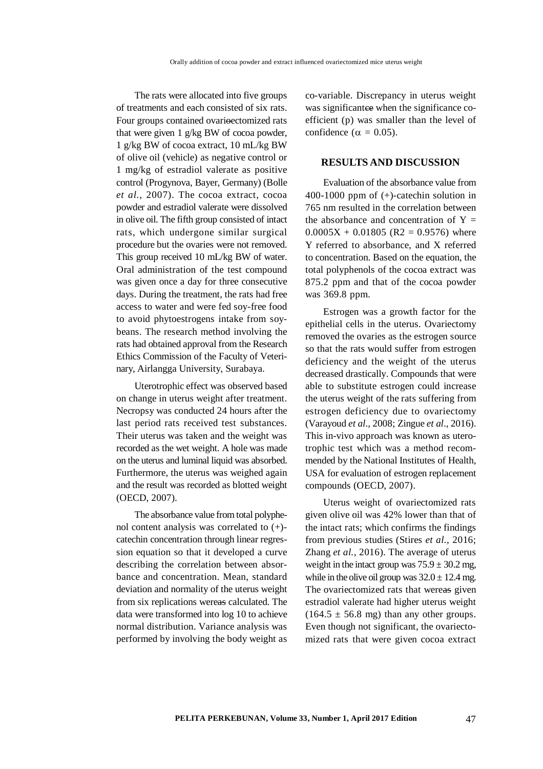The rats were allocated into five groups of treatments and each consisted of six rats. Four groups contained ovarioectomized rats that were given 1 g/kg BW of cocoa powder, 1 g/kg BW of cocoa extract, 10 mL/kg BW of olive oil (vehicle) as negative control or 1 mg/kg of estradiol valerate as positive control (Progynova, Bayer, Germany) (Bolle *et al.*, 2007). The cocoa extract, cocoa powder and estradiol valerate were dissolved in olive oil. The fifth group consisted of intact rats, which undergone similar surgical procedure but the ovaries were not removed. This group received 10 mL/kg BW of water. Oral administration of the test compound was given once a day for three consecutive days. During the treatment, the rats had free access to water and were fed soy-free food to avoid phytoestrogens intake from soybeans. The research method involving the rats had obtained approval from the Research Ethics Commission of the Faculty of Veterinary, Airlangga University, Surabaya.

Uterotrophic effect was observed based on change in uterus weight after treatment. Necropsy was conducted 24 hours after the last period rats received test substances. Their uterus was taken and the weight was recorded as the wet weight. A hole was made on the uterus and luminal liquid was absorbed. Furthermore, the uterus was weighed again and the result was recorded as blotted weight (OECD, 2007).

The absorbance value from total polyphenol content analysis was correlated to (+)-catechin concentration through linear regression equation so that it developed a curve describing the correlation between absorbance and concentration. Mean, standard deviation and normality of the uterus weight from six replications wereas calculated. The data were transformed into log 10 to achieve normal distribution. Variance analysis was performed by involving the body weight as co-variable. Discrepancy in uterus weight was significantce when the significance coefficient (p) was smaller than the level of confidence ($\alpha$ = 0.05).

## RESULTS AND DISCUSSION

Evaluation of the absorbance value from 400-1000 ppm of (+)-catechin solution in 765 nm resulted in the correlation between the absorbance and concentration of $Y = 0.0005X + 0.01805$ ($R2 = 0.9576$) where Y referred to absorbance, and X referred to concentration. Based on the equation, the total polyphenols of the cocoa extract was 875.2 ppm and that of the cocoa powder was 369.8 ppm.

Estrogen was a growth factor for the epithelial cells in the uterus. Ovariectomy removed the ovaries as the estrogen source so that the rats would suffer from estrogen deficiency and the weight of the uterus decreased drastically. Compounds that were able to substitute estrogen could increase the uterus weight of the rats suffering from estrogen deficiency due to ovariectomy (Varayoud *et al*., 2008; Zingue *et al*., 2016). This in-vivo approach was known as uterotrophic test which was a method recommended by the National Institutes of Health, USA for evaluation of estrogen replacement compounds (OECD, 2007).

Uterus weight of ovariectomized rats given olive oil was 42% lower than that of the intact rats; which confirms the findings from previous studies (Stires *et al.*, 2016; Zhang *et al.*, 2016). The average of uterus weight in the intact group was $75.9 \pm 30.2$ mg, while in the olive oil group was $32.0 \pm 12.4$ mg. The ovariectomized rats that wereas given estradiol valerate had higher uterus weight ($164.5 \pm 56.8$ mg) than any other groups. Even though not significant, the ovariectomized rats that were given cocoa extract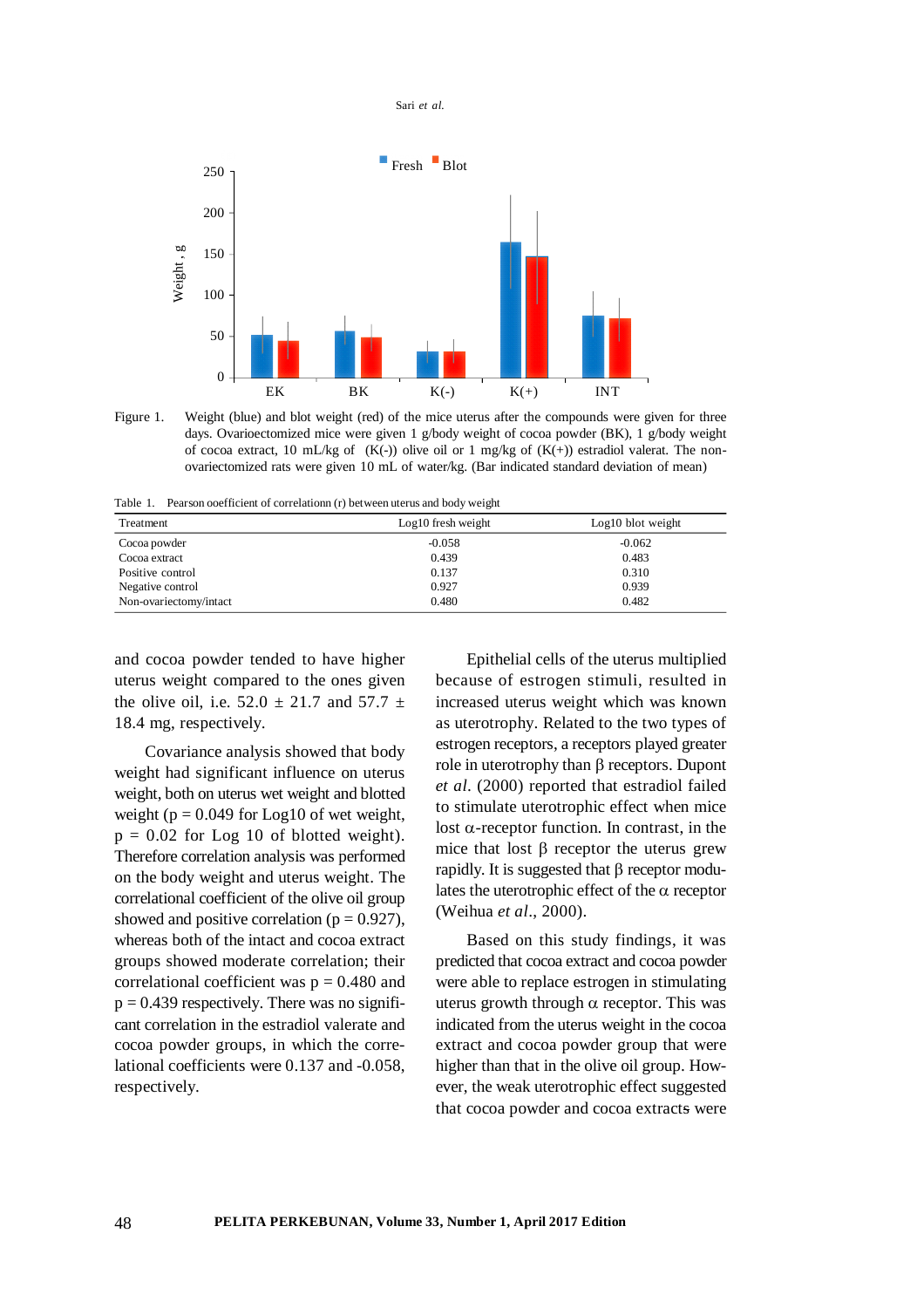Figure 1. Weight (blue) and blot weight (red) of the mice uterus after the compounds were given for three days. Ovarioectomized mice were given 1 g/body weight of cocoa powder (BK), 1 g/body weight of cocoa extract, 10 mL/kg of (K(-)) olive oil or 1 mg/kg of (K(+)) estradiol valerat. The non-ovariectomized rats were given 10 mL of water/kg. (Bar indicated standard deviation of mean)

Table 1. Pearson ooefficient of correlationn (r) between uterus and body weight

| Treatment | Log10 fresh weight | Log10 blot weight |
|---|---|---|
| Cocoa powder | -0.058 | -0.062 |
| Cocoa extract | 0.439 | 0.483 |
| Positive control | 0.137 | 0.310 |
| Negative control | 0.927 | 0.939 |
| Non-ovariectomy/intact | 0.480 | 0.482 |

and cocoa powder tended to have higher uterus weight compared to the ones given the olive oil, i.e. 52.0 ± 21.7 and 57.7 ± 18.4 mg, respectively.

Covariance analysis showed that body weight had significant influence on uterus weight, both on uterus wet weight and blotted weight ($p = 0.049$ for Log10 of wet weight, $p = 0.02$ for Log 10 of blotted weight). Therefore correlation analysis was performed on the body weight and uterus weight. The correlational coefficient of the olive oil group showed and positive correlation ($p = 0.927$), whereas both of the intact and cocoa extract groups showed moderate correlation; their correlational coefficient was $p = 0.480$ and $p = 0.439$ respectively. There was no significant correlation in the estradiol valerate and cocoa powder groups, in which the correlational coefficients were 0.137 and -0.058, respectively.

Epithelial cells of the uterus multiplied because of estrogen stimuli, resulted in increased uterus weight which was known as uterotrophy. Related to the two types of estrogen receptors, a receptors played greater role in uterotrophy than β receptors. Dupont *et al.* (2000) reported that estradiol failed to stimulate uterotrophic effect when mice lost α-receptor function. In contrast, in the mice that lost β receptor the uterus grew rapidly. It is suggested that β receptor modulates the uterotrophic effect of the α receptor (Weihua *et al*., 2000).

Based on this study findings, it was predicted that cocoa extract and cocoa powder were able to replace estrogen in stimulating uterus growth through α receptor. This was indicated from the uterus weight in the cocoa extract and cocoa powder group that were higher than that in the olive oil group. However, the weak uterotrophic effect suggested that cocoa powder and cocoa extracts were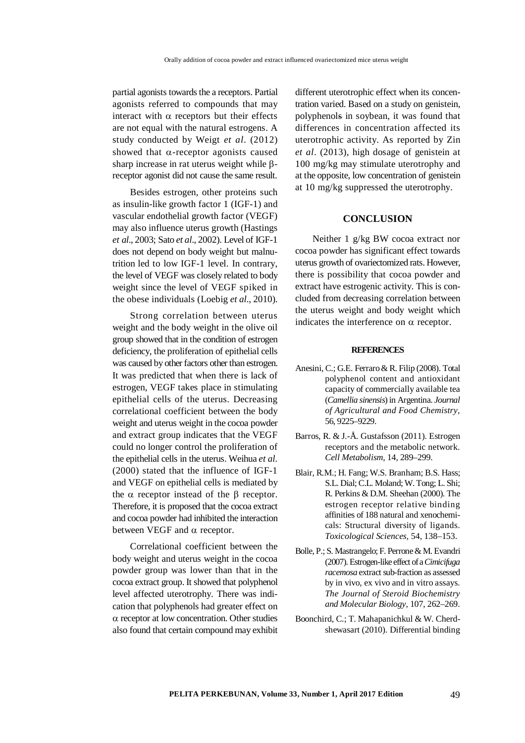partial agonists towards the a receptors. Partial agonists referred to compounds that may interact with $\alpha$ receptors but their effects are not equal with the natural estrogens. A study conducted by Weigt *et al*. (2012) showed that $\alpha$-receptor agonists caused sharp increase in rat uterus weight while $\beta$-receptor agonist did not cause the same result.

Besides estrogen, other proteins such as insulin-like growth factor 1 (IGF-1) and vascular endothelial growth factor (VEGF) may also influence uterus growth (Hastings *et al*., 2003; Sato *et al*., 2002). Level of IGF-1 does not depend on body weight but malnutrition led to low IGF-1 level. In contrary, the level of VEGF was closely related to body weight since the level of VEGF spiked in the obese individuals (Loebig *et al*., 2010).

Strong correlation between uterus weight and the body weight in the olive oil group showed that in the condition of estrogen deficiency, the proliferation of epithelial cells was caused by other factors other than estrogen. It was predicted that when there is lack of estrogen, VEGF takes place in stimulating epithelial cells of the uterus. Decreasing correlational coefficient between the body weight and uterus weight in the cocoa powder and extract group indicates that the VEGF could no longer control the proliferation of the epithelial cells in the uterus. Weihua *et al*. (2000) stated that the influence of IGF-1 and VEGF on epithelial cells is mediated by the $\alpha$ receptor instead of the $\beta$ receptor. Therefore, it is proposed that the cocoa extract and cocoa powder had inhibited the interaction between VEGF and $\alpha$ receptor.

Correlational coefficient between the body weight and uterus weight in the cocoa powder group was lower than that in the cocoa extract group. It showed that polyphenol level affected uterotrophy. There was indication that polyphenols had greater effect on $\alpha$ receptor at low concentration. Other studies also found that certain compound may exhibit different uterotrophic effect when its concentration varied. Based on a study on genistein, polyphenols in soybean, it was found that differences in concentration affected its uterotrophic activity. As reported by Zin *et al*. (2013), high dosage of genistein at 100 mg/kg may stimulate uterotrophy and at the opposite, low concentration of genistein at 10 mg/kg suppressed the uterotrophy.

## CONCLUSION

Neither 1 g/kg BW cocoa extract nor cocoa powder has significant effect towards uterus growth of ovariectomized rats. However, there is possibility that cocoa powder and extract have estrogenic activity. This is concluded from decreasing correlation between the uterus weight and body weight which indicates the interference on $\alpha$ receptor.

## REFERENCES

Anesini, C.; G.E. Ferraro & R. Filip (2008). Total polyphenol content and antioxidant capacity of commercially available tea (*Camellia sinensis*) in Argentina. *Journal of Agricultural and Food Chemistry*, 56, 9225–9229.

Barros, R. & J.-Å. Gustafsson (2011). Estrogen receptors and the metabolic network. *Cell Metabolism*, 14, 289–299.

Blair, R.M.; H. Fang; W.S. Branham; B.S. Hass; S.L. Dial; C.L. Moland; W. Tong; L. Shi; R. Perkins & D.M. Sheehan (2000). The estrogen receptor relative binding affinities of 188 natural and xenochemicals: Structural diversity of ligands. *Toxicological Sciences*, 54, 138–153.

Bolle, P.; S. Mastrangelo; F. Perrone & M. Evandri (2007). Estrogen-like effect of a *Cimicifuga racemosa* extract sub-fraction as assessed by in vivo, ex vivo and in vitro assays. *The Journal of Steroid Biochemistry and Molecular Biology*, 107, 262–269.

Boonchird, C.; T. Mahapanichkul & W. Cherdshewasart (2010). Differential binding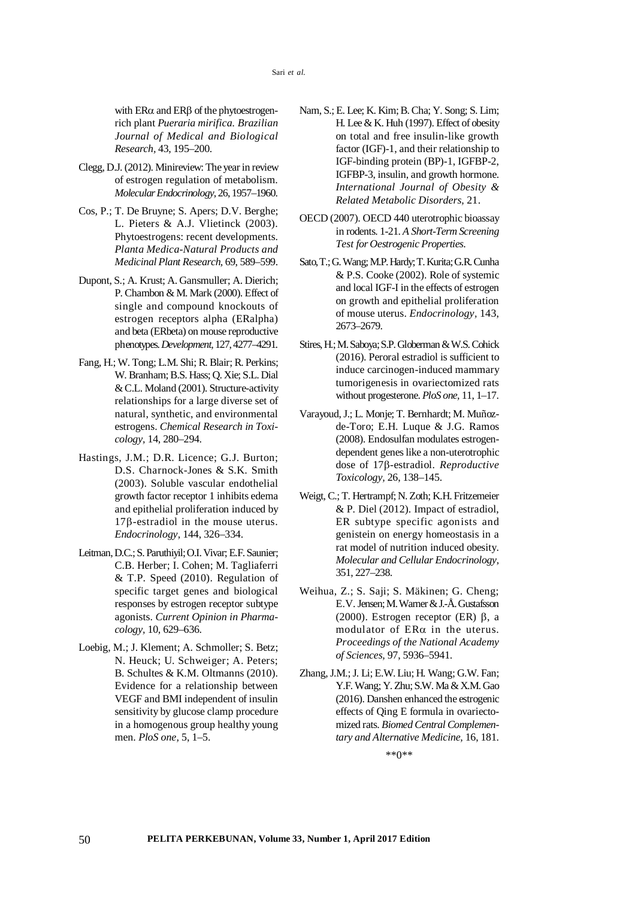with ERα and ERβ of the phytoestrogen-rich plant *Pueraria mirifica*. *Brazilian Journal of Medical and Biological Research*, 43, 195–200.

Clegg, D.J. (2012). Minireview: The year in review of estrogen regulation of metabolism. *Molecular Endocrinology*, 26, 1957–1960.

Cos, P.; T. De Bruyne; S. Apers; D.V. Berghe; L. Pieters & A.J. Vlietinck (2003). Phytoestrogens: recent developments. *Planta Medica-Natural Products and Medicinal Plant Research*, 69, 589–599.

Dupont, S.; A. Krust; A. Gansmuller; A. Dierich; P. Chambon & M. Mark (2000). Effect of single and compound knockouts of estrogen receptors alpha (ERalpha) and beta (ERbeta) on mouse reproductive phenotypes. *Development*, 127, 4277–4291.

Fang, H.; W. Tong; L.M. Shi; R. Blair; R. Perkins; W. Branham; B.S. Hass; Q. Xie; S.L. Dial & C.L. Moland (2001). Structure-activity relationships for a large diverse set of natural, synthetic, and environmental estrogens. *Chemical Research in Toxicology*, 14, 280–294.

Hastings, J.M.; D.R. Licence; G.J. Burton; D.S. Charnock-Jones & S.K. Smith (2003). Soluble vascular endothelial growth factor receptor 1 inhibits edema and epithelial proliferation induced by 17β-estradiol in the mouse uterus. *Endocrinology*, 144, 326–334.

Leitman, D.C.; S. Paruthiyil; O.I. Vivar; E.F. Saunier; C.B. Herber; I. Cohen; M. Tagliaferri & T.P. Speed (2010). Regulation of specific target genes and biological responses by estrogen receptor subtype agonists. *Current Opinion in Pharmacology*, 10, 629–636.

Loebig, M.; J. Klement; A. Schmoller; S. Betz; N. Heuck; U. Schweiger; A. Peters; B. Schultes & K.M. Oltmanns (2010). Evidence for a relationship between VEGF and BMI independent of insulin sensitivity by glucose clamp procedure in a homogenous group healthy young men. *PloS one*, 5, 1–5.

Nam, S.; E. Lee; K. Kim; B. Cha; Y. Song; S. Lim; H. Lee & K. Huh (1997). Effect of obesity on total and free insulin-like growth factor (IGF)-1, and their relationship to IGF-binding protein (BP)-1, IGFBP-2, IGFBP-3, insulin, and growth hormone. *International Journal of Obesity & Related Metabolic Disorders*, 21.

OECD (2007). OECD 440 uterotrophic bioassay in rodents. 1-21. *A Short-Term Screening Test for Oestrogenic Properties.*

Sato, T.; G. Wang; M.P. Hardy; T. Kurita; G.R. Cunha & P.S. Cooke (2002). Role of systemic and local IGF-I in the effects of estrogen on growth and epithelial proliferation of mouse uterus. *Endocrinology*, 143, 2673–2679.

Stires, H.; M. Saboya; S.P. Globerman & W.S. Cohick (2016). Peroral estradiol is sufficient to induce carcinogen-induced mammary tumorigenesis in ovariectomized rats without progesterone. *PloS one*, 11, 1–17.

Varayoud, J.; L. Monje; T. Bernhardt; M. Muñoz-de-Toro; E.H. Luque & J.G. Ramos (2008). Endosulfan modulates estrogen-dependent genes like a non-uterotrophic dose of 17β-estradiol. *Reproductive Toxicology*, 26, 138–145.

Weigt, C.; T. Hertrampf; N. Zoth; K.H. Fritzemeier & P. Diel (2012). Impact of estradiol, ER subtype specific agonists and genistein on energy homeostasis in a rat model of nutrition induced obesity. *Molecular and Cellular Endocrinology*, 351, 227–238.

Weihua, Z.; S. Saji; S. Mäkinen; G. Cheng; E.V. Jensen; M. Warner & J.-Å. Gustafsson (2000). Estrogen receptor (ER) β, a modulator of ERα in the uterus. *Proceedings of the National Academy of Sciences*, 97, 5936–5941.

Zhang, J.M.; J. Li; E.W. Liu; H. Wang; G.W. Fan; Y.F. Wang; Y. Zhu; S.W. Ma & X.M. Gao (2016). Danshen enhanced the estrogenic effects of Qing E formula in ovariectomized rats. *Biomed Central Complementary and Alternative Medicine*, 16, 181.

**0**